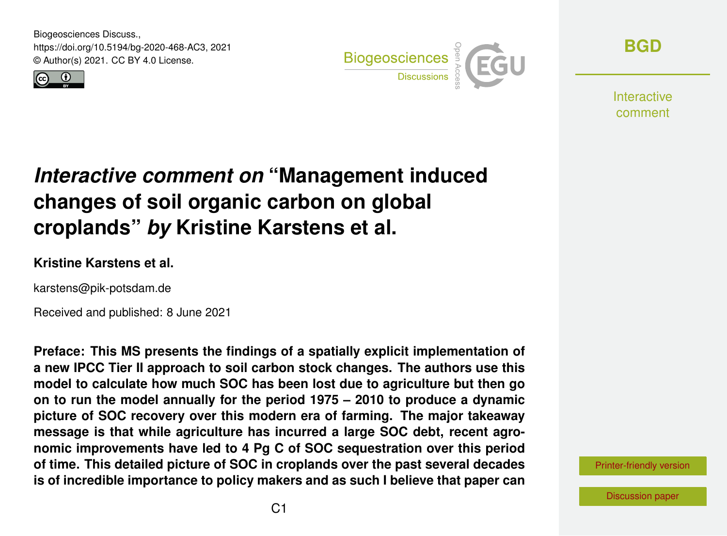Biogeosciences Discuss.,
https://doi.org/10.5194/bg-2020-468-AC3, 2021
© Author(s) 2021. CC BY 4.0 License.

# *Interactive comment on* "Management induced changes of soil organic carbon on global croplands" *by* Kristine Karstens et al.

**Kristine Karstens et al.**

karstens@pik-potsdam.de

Received and published: 8 June 2021

**Preface: This MS presents the findings of a spatially explicit implementation of a new IPCC Tier II approach to soil carbon stock changes. The authors use this model to calculate how much SOC has been lost due to agriculture but then go on to run the model annually for the period 1975 – 2010 to produce a dynamic picture of SOC recovery over this modern era of farming. The major takeaway message is that while agriculture has incurred a large SOC debt, recent agronomic improvements have led to 4 Pg C of SOC sequestration over this period of time. This detailed picture of SOC in croplands over the past several decades is of incredible importance to policy makers and as such I believe that paper can**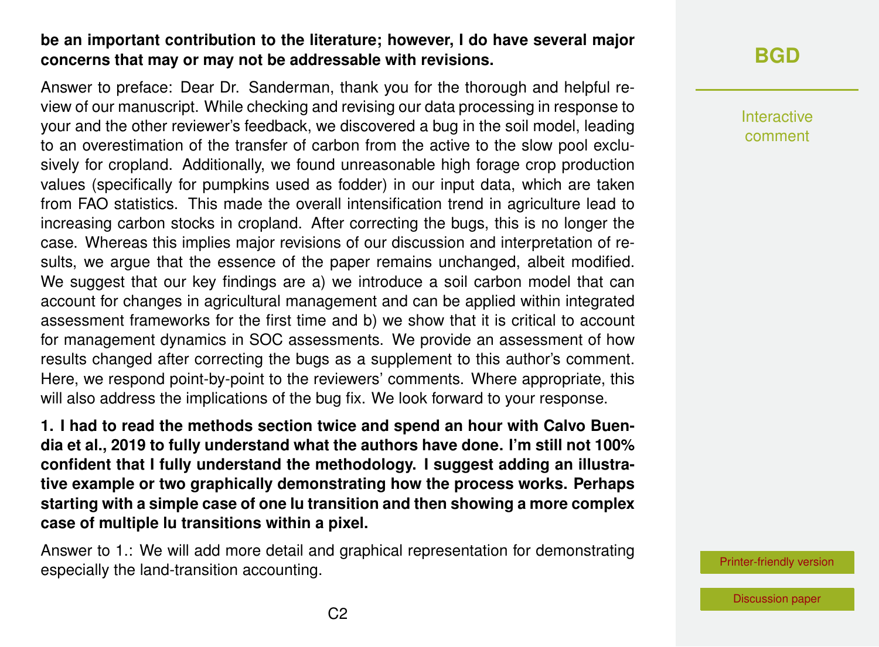**be an important contribution to the literature; however, I do have several major concerns that may or may not be addressable with revisions.**

Answer to preface: Dear Dr. Sanderman, thank you for the thorough and helpful review of our manuscript. While checking and revising our data processing in response to your and the other reviewer's feedback, we discovered a bug in the soil model, leading to an overestimation of the transfer of carbon from the active to the slow pool exclusively for cropland. Additionally, we found unreasonable high forage crop production values (specifically for pumpkins used as fodder) in our input data, which are taken from FAO statistics. This made the overall intensification trend in agriculture lead to increasing carbon stocks in cropland. After correcting the bugs, this is no longer the case. Whereas this implies major revisions of our discussion and interpretation of results, we argue that the essence of the paper remains unchanged, albeit modified. We suggest that our key findings are a) we introduce a soil carbon model that can account for changes in agricultural management and can be applied within integrated assessment frameworks for the first time and b) we show that it is critical to account for management dynamics in SOC assessments. We provide an assessment of how results changed after correcting the bugs as a supplement to this author's comment. Here, we respond point-by-point to the reviewers' comments. Where appropriate, this will also address the implications of the bug fix. We look forward to your response.

**1. I had to read the methods section twice and spend an hour with Calvo Buendia et al., 2019 to fully understand what the authors have done. I'm still not 100% confident that I fully understand the methodology. I suggest adding an illustrative example or two graphically demonstrating how the process works. Perhaps starting with a simple case of one lu transition and then showing a more complex case of multiple lu transitions within a pixel.**

Answer to 1.: We will add more detail and graphical representation for demonstrating especially the land-transition accounting.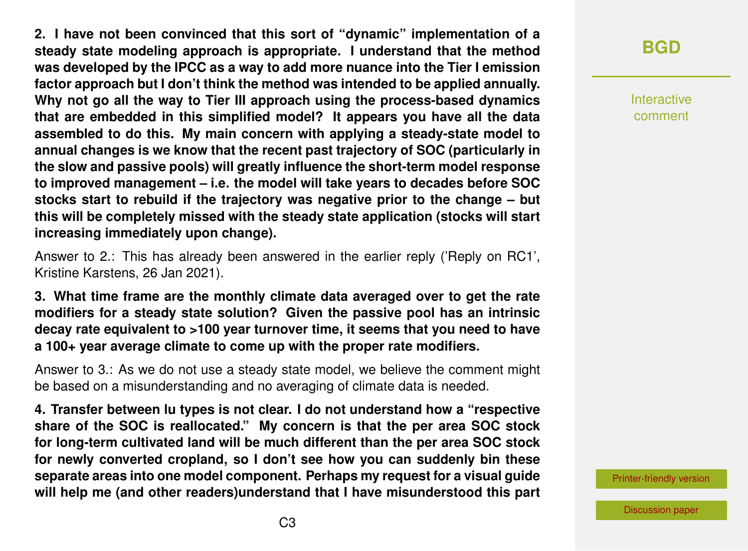**2. I have not been convinced that this sort of "dynamic" implementation of a steady state modeling approach is appropriate. I understand that the method was developed by the IPCC as a way to add more nuance into the Tier I emission factor approach but I don't think the method was intended to be applied annually. Why not go all the way to Tier III approach using the process-based dynamics that are embedded in this simplified model? It appears you have all the data assembled to do this. My main concern with applying a steady-state model to annual changes is we know that the recent past trajectory of SOC (particularly in the slow and passive pools) will greatly influence the short-term model response to improved management – i.e. the model will take years to decades before SOC stocks start to rebuild if the trajectory was negative prior to the change – but this will be completely missed with the steady state application (stocks will start increasing immediately upon change).**

Answer to 2.: This has already been answered in the earlier reply ('Reply on RC1', Kristine Karstens, 26 Jan 2021).

**3. What time frame are the monthly climate data averaged over to get the rate modifiers for a steady state solution? Given the passive pool has an intrinsic decay rate equivalent to >100 year turnover time, it seems that you need to have a 100+ year average climate to come up with the proper rate modifiers.**

Answer to 3.: As we do not use a steady state model, we believe the comment might be based on a misunderstanding and no averaging of climate data is needed.

**4. Transfer between lu types is not clear. I do not understand how a "respective share of the SOC is reallocated." My concern is that the per area SOC stock for long-term cultivated land will be much different than the per area SOC stock for newly converted cropland, so I don't see how you can suddenly bin these separate areas into one model component. Perhaps my request for a visual guide will help me (and other readers)understand that I have misunderstood this part**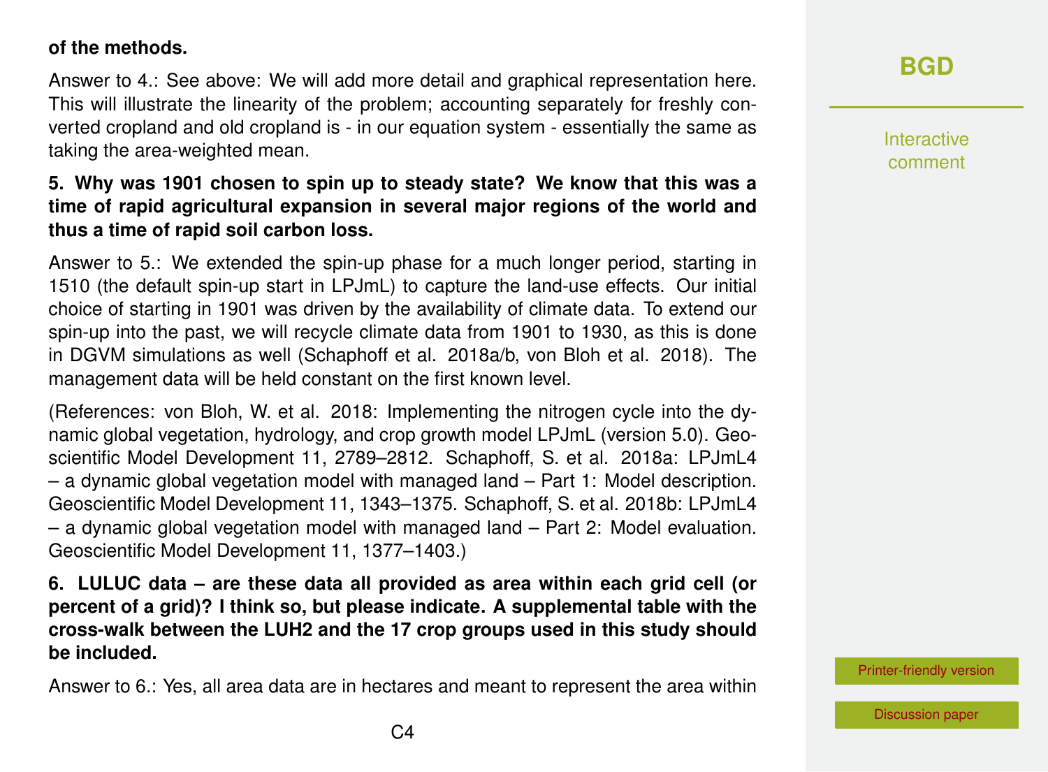**of the methods.**

Answer to 4.: See above: We will add more detail and graphical representation here. This will illustrate the linearity of the problem; accounting separately for freshly converted cropland and old cropland is - in our equation system - essentially the same as taking the area-weighted mean.

**5. Why was 1901 chosen to spin up to steady state? We know that this was a time of rapid agricultural expansion in several major regions of the world and thus a time of rapid soil carbon loss.**

Answer to 5.: We extended the spin-up phase for a much longer period, starting in 1510 (the default spin-up start in LPJmL) to capture the land-use effects. Our initial choice of starting in 1901 was driven by the availability of climate data. To extend our spin-up into the past, we will recycle climate data from 1901 to 1930, as this is done in DGVM simulations as well (Schaphoff et al. 2018a/b, von Bloh et al. 2018). The management data will be held constant on the first known level.

(References: von Bloh, W. et al. 2018: Implementing the nitrogen cycle into the dynamic global vegetation, hydrology, and crop growth model LPJmL (version 5.0). Geoscientific Model Development 11, 2789–2812. Schaphoff, S. et al. 2018a: LPJmL4 – a dynamic global vegetation model with managed land – Part 1: Model description. Geoscientific Model Development 11, 1343–1375. Schaphoff, S. et al. 2018b: LPJmL4 – a dynamic global vegetation model with managed land – Part 2: Model evaluation. Geoscientific Model Development 11, 1377–1403.)

**6. LULUC data – are these data all provided as area within each grid cell (or percent of a grid)? I think so, but please indicate. A supplemental table with the cross-walk between the LUH2 and the 17 crop groups used in this study should be included.**

Answer to 6.: Yes, all area data are in hectares and meant to represent the area within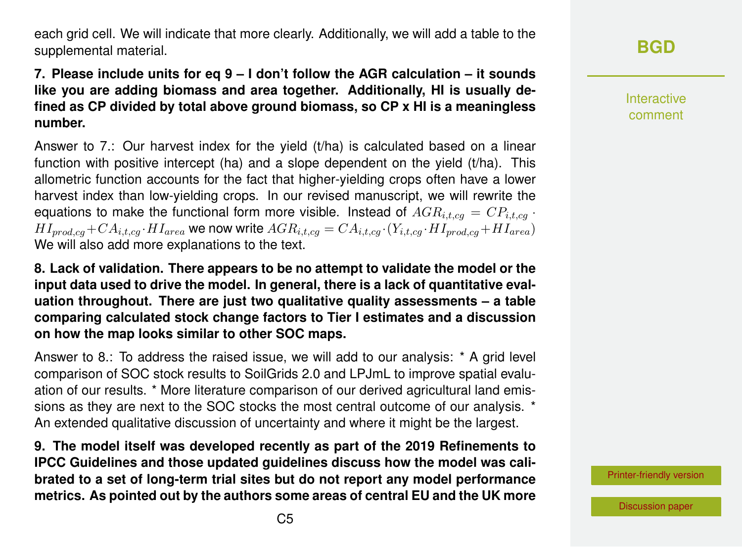each grid cell. We will indicate that more clearly. Additionally, we will add a table to the supplemental material.

**7. Please include units for eq 9 – I don't follow the AGR calculation – it sounds like you are adding biomass and area together. Additionally, HI is usually defined as CP divided by total above ground biomass, so CP x HI is a meaningless number.**

Answer to 7.: Our harvest index for the yield (t/ha) is calculated based on a linear function with positive intercept (ha) and a slope dependent on the yield (t/ha). This allometric function accounts for the fact that higher-yielding crops often have a lower harvest index than low-yielding crops. In our revised manuscript, we will rewrite the equations to make the functional form more visible. Instead of $AGR_{i,t,cg} = CP_{i,t,cg} \cdot HI_{prod,cg} + CA_{i,t,cg} \cdot HI_{area}$ we now write $AGR_{i,t,cg} = CA_{i,t,cg} \cdot (Y_{i,t,cg} \cdot HI_{prod,cg} + HI_{area})$ We will also add more explanations to the text.

**8. Lack of validation. There appears to be no attempt to validate the model or the input data used to drive the model. In general, there is a lack of quantitative evaluation throughout. There are just two qualitative quality assessments – a table comparing calculated stock change factors to Tier I estimates and a discussion on how the map looks similar to other SOC maps.**

Answer to 8.: To address the raised issue, we will add to our analysis: * A grid level comparison of SOC stock results to SoilGrids 2.0 and LPJmL to improve spatial evaluation of our results. * More literature comparison of our derived agricultural land emissions as they are next to the SOC stocks the most central outcome of our analysis. * An extended qualitative discussion of uncertainty and where it might be the largest.

**9. The model itself was developed recently as part of the 2019 Refinements to IPCC Guidelines and those updated guidelines discuss how the model was calibrated to a set of long-term trial sites but do not report any model performance metrics. As pointed out by the authors some areas of central EU and the UK more**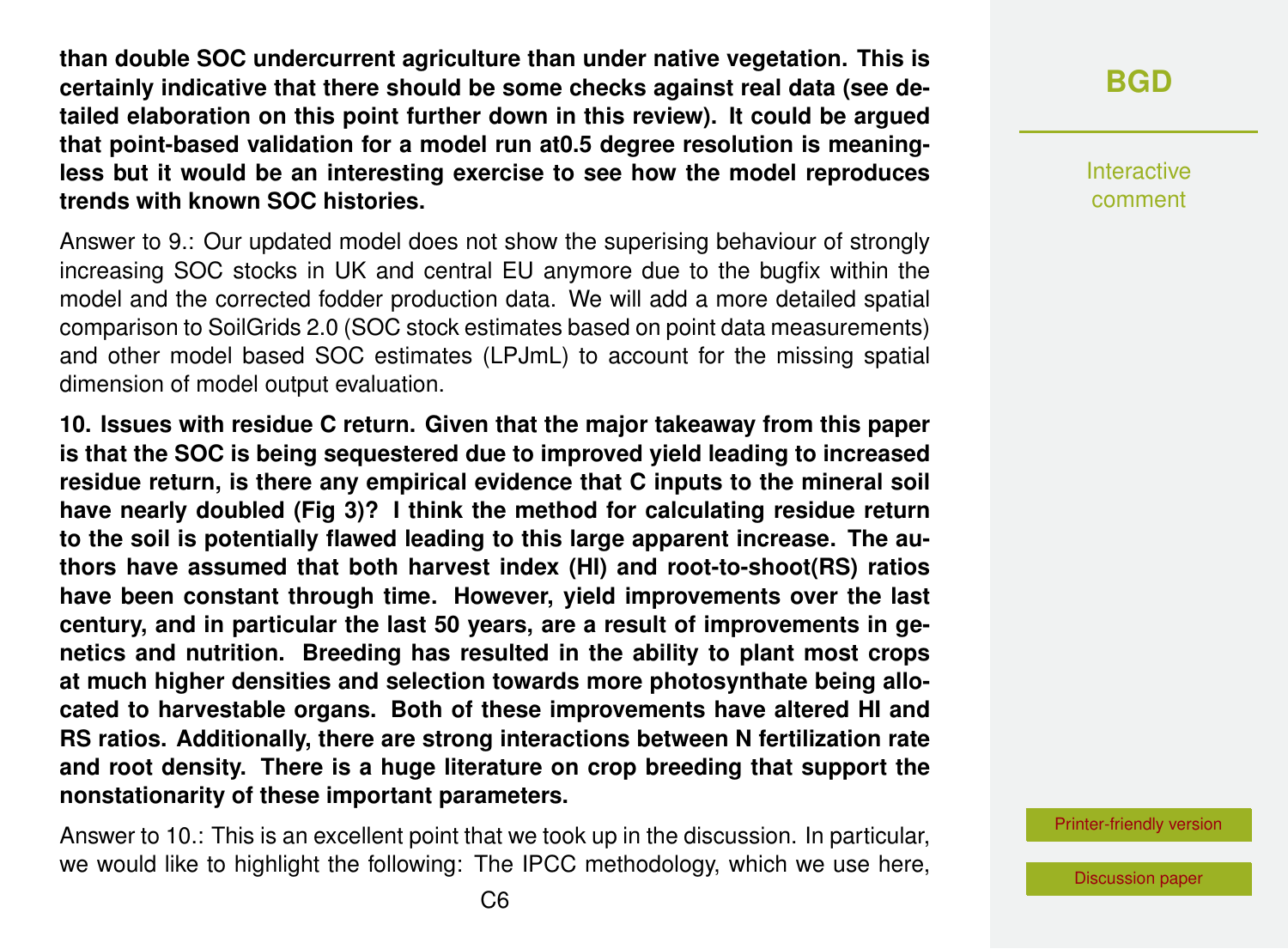**than double SOC undercurrent agriculture than under native vegetation. This is certainly indicative that there should be some checks against real data (see detailed elaboration on this point further down in this review). It could be argued that point-based validation for a model run at0.5 degree resolution is meaningless but it would be an interesting exercise to see how the model reproduces trends with known SOC histories.**

Answer to 9.: Our updated model does not show the superising behaviour of strongly increasing SOC stocks in UK and central EU anymore due to the bugfix within the model and the corrected fodder production data. We will add a more detailed spatial comparison to SoilGrids 2.0 (SOC stock estimates based on point data measurements) and other model based SOC estimates (LPJmL) to account for the missing spatial dimension of model output evaluation.

**10. Issues with residue C return. Given that the major takeaway from this paper is that the SOC is being sequestered due to improved yield leading to increased residue return, is there any empirical evidence that C inputs to the mineral soil have nearly doubled (Fig 3)? I think the method for calculating residue return to the soil is potentially flawed leading to this large apparent increase. The authors have assumed that both harvest index (HI) and root-to-shoot(RS) ratios have been constant through time. However, yield improvements over the last century, and in particular the last 50 years, are a result of improvements in genetics and nutrition. Breeding has resulted in the ability to plant most crops at much higher densities and selection towards more photosynthate being allocated to harvestable organs. Both of these improvements have altered HI and RS ratios. Additionally, there are strong interactions between N fertilization rate and root density. There is a huge literature on crop breeding that support the nonstationarity of these important parameters.**

Answer to 10.: This is an excellent point that we took up in the discussion. In particular, we would like to highlight the following: The IPCC methodology, which we use here,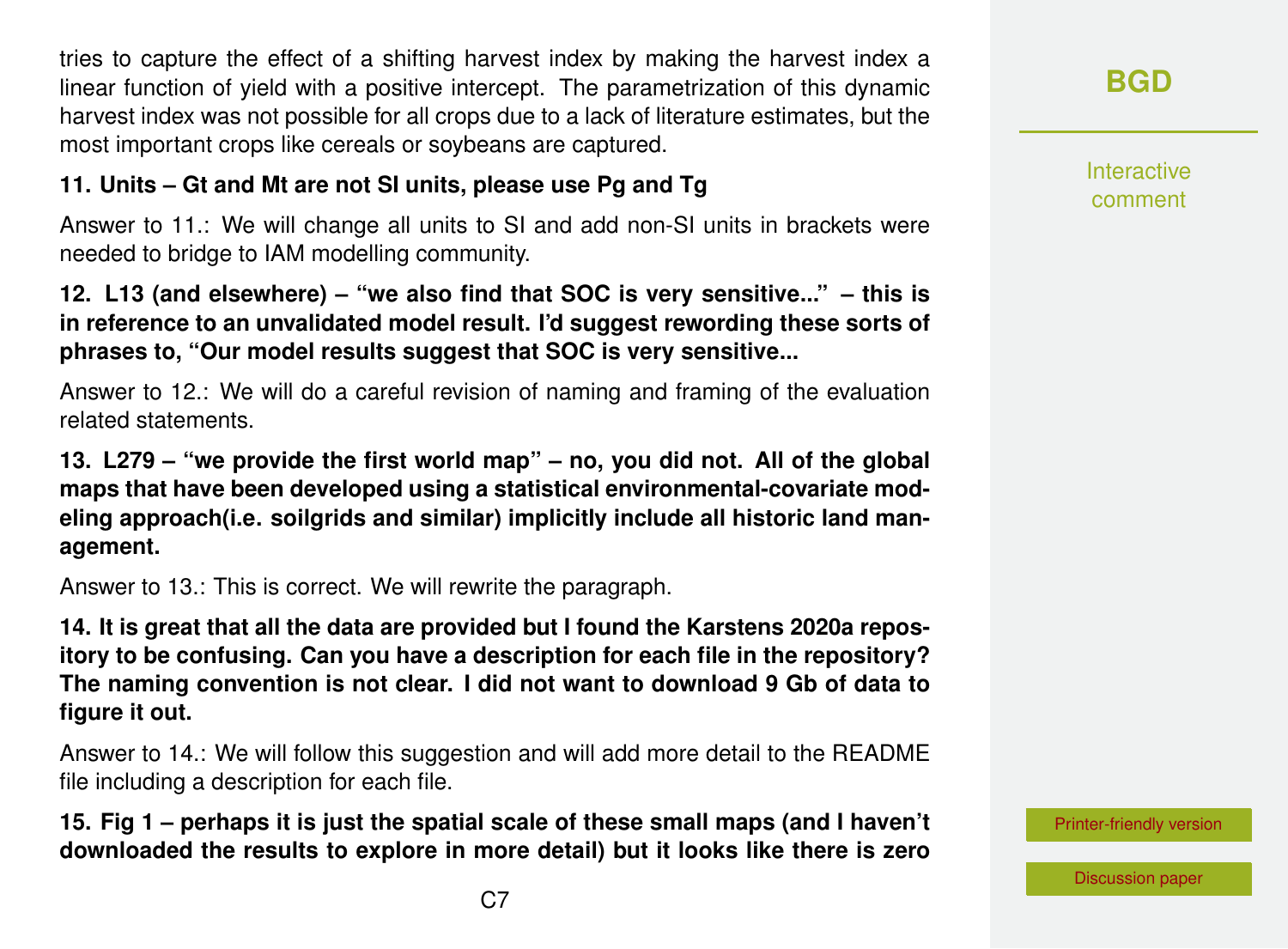tries to capture the effect of a shifting harvest index by making the harvest index a linear function of yield with a positive intercept. The parametrization of this dynamic harvest index was not possible for all crops due to a lack of literature estimates, but the most important crops like cereals or soybeans are captured.

**11. Units – Gt and Mt are not SI units, please use Pg and Tg**

Answer to 11.: We will change all units to SI and add non-SI units in brackets were needed to bridge to IAM modelling community.

**12. L13 (and elsewhere) – "we also find that SOC is very sensitive..." – this is in reference to an unvalidated model result. I'd suggest rewording these sorts of phrases to, "Our model results suggest that SOC is very sensitive...**

Answer to 12.: We will do a careful revision of naming and framing of the evaluation related statements.

**13. L279 – "we provide the first world map" – no, you did not. All of the global maps that have been developed using a statistical environmental-covariate modeling approach(i.e. soilgrids and similar) implicitly include all historic land management.**

Answer to 13.: This is correct. We will rewrite the paragraph.

**14. It is great that all the data are provided but I found the Karstens 2020a repository to be confusing. Can you have a description for each file in the repository? The naming convention is not clear. I did not want to download 9 Gb of data to figure it out.**

Answer to 14.: We will follow this suggestion and will add more detail to the README file including a description for each file.

**15. Fig 1 – perhaps it is just the spatial scale of these small maps (and I haven't downloaded the results to explore in more detail) but it looks like there is zero**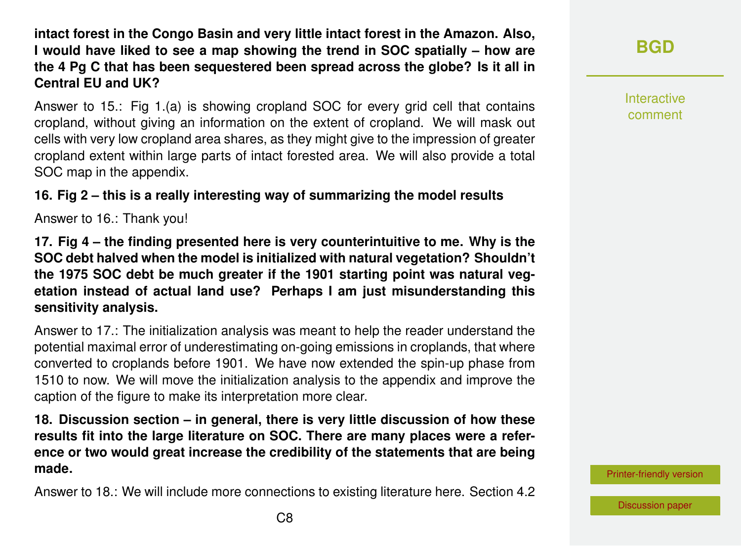**intact forest in the Congo Basin and very little intact forest in the Amazon. Also, I would have liked to see a map showing the trend in SOC spatially – how are the 4 Pg C that has been sequestered been spread across the globe? Is it all in Central EU and UK?**

Answer to 15.: Fig 1.(a) is showing cropland SOC for every grid cell that contains cropland, without giving an information on the extent of cropland. We will mask out cells with very low cropland area shares, as they might give to the impression of greater cropland extent within large parts of intact forested area. We will also provide a total SOC map in the appendix.

**16. Fig 2 – this is a really interesting way of summarizing the model results**

Answer to 16.: Thank you!

**17. Fig 4 – the finding presented here is very counterintuitive to me. Why is the SOC debt halved when the model is initialized with natural vegetation? Shouldn't the 1975 SOC debt be much greater if the 1901 starting point was natural vegetation instead of actual land use? Perhaps I am just misunderstanding this sensitivity analysis.**

Answer to 17.: The initialization analysis was meant to help the reader understand the potential maximal error of underestimating on-going emissions in croplands, that where converted to croplands before 1901. We have now extended the spin-up phase from 1510 to now. We will move the initialization analysis to the appendix and improve the caption of the figure to make its interpretation more clear.

**18. Discussion section – in general, there is very little discussion of how these results fit into the large literature on SOC. There are many places were a reference or two would great increase the credibility of the statements that are being made.**

Answer to 18.: We will include more connections to existing literature here. Section 4.2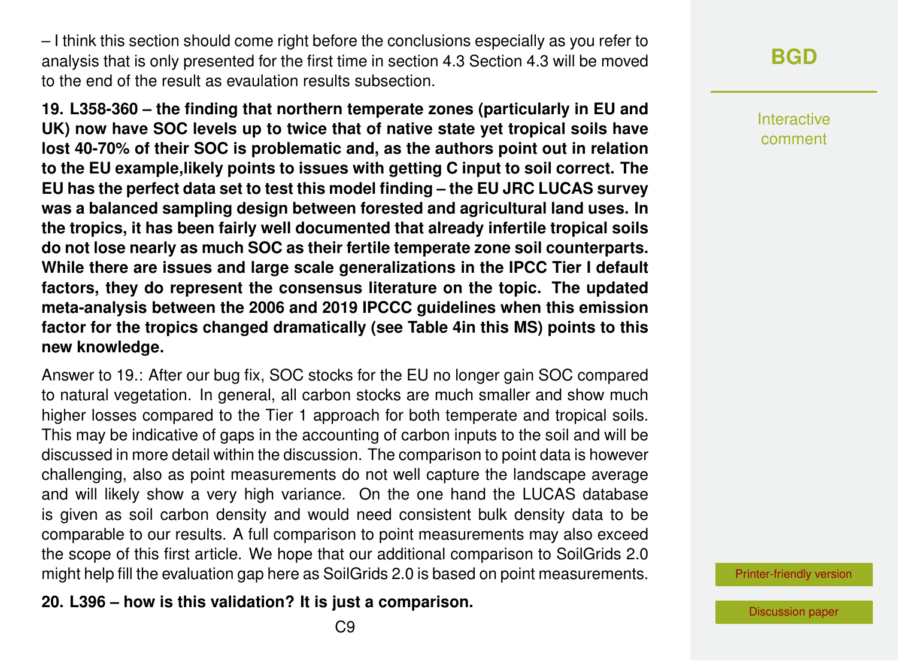– I think this section should come right before the conclusions especially as you refer to analysis that is only presented for the first time in section 4.3 Section 4.3 will be moved to the end of the result as evaulation results subsection.

**19. L358-360 – the finding that northern temperate zones (particularly in EU and UK) now have SOC levels up to twice that of native state yet tropical soils have lost 40-70% of their SOC is problematic and, as the authors point out in relation to the EU example,likely points to issues with getting C input to soil correct. The EU has the perfect data set to test this model finding – the EU JRC LUCAS survey was a balanced sampling design between forested and agricultural land uses. In the tropics, it has been fairly well documented that already infertile tropical soils do not lose nearly as much SOC as their fertile temperate zone soil counterparts. While there are issues and large scale generalizations in the IPCC Tier I default factors, they do represent the consensus literature on the topic. The updated meta-analysis between the 2006 and 2019 IPCCC guidelines when this emission factor for the tropics changed dramatically (see Table 4in this MS) points to this new knowledge.**

Answer to 19.: After our bug fix, SOC stocks for the EU no longer gain SOC compared to natural vegetation. In general, all carbon stocks are much smaller and show much higher losses compared to the Tier 1 approach for both temperate and tropical soils. This may be indicative of gaps in the accounting of carbon inputs to the soil and will be discussed in more detail within the discussion. The comparison to point data is however challenging, also as point measurements do not well capture the landscape average and will likely show a very high variance. On the one hand the LUCAS database is given as soil carbon density and would need consistent bulk density data to be comparable to our results. A full comparison to point measurements may also exceed the scope of this first article. We hope that our additional comparison to SoilGrids 2.0 might help fill the evaluation gap here as SoilGrids 2.0 is based on point measurements.

**20. L396 – how is this validation? It is just a comparison.**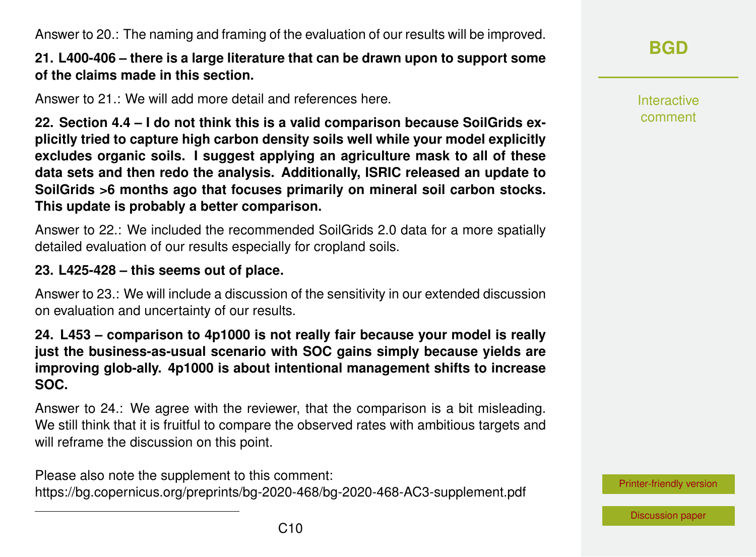Answer to 20.: The naming and framing of the evaluation of our results will be improved.

**21. L400-406 – there is a large literature that can be drawn upon to support some of the claims made in this section.**

Answer to 21.: We will add more detail and references here.

**22. Section 4.4 – I do not think this is a valid comparison because SoilGrids explicitly tried to capture high carbon density soils well while your model explicitly excludes organic soils. I suggest applying an agriculture mask to all of these data sets and then redo the analysis. Additionally, ISRIC released an update to SoilGrids >6 months ago that focuses primarily on mineral soil carbon stocks. This update is probably a better comparison.**

Answer to 22.: We included the recommended SoilGrids 2.0 data for a more spatially detailed evaluation of our results especially for cropland soils.

**23. L425-428 – this seems out of place.**

Answer to 23.: We will include a discussion of the sensitivity in our extended discussion on evaluation and uncertainty of our results.

**24. L453 – comparison to 4p1000 is not really fair because your model is really just the business-as-usual scenario with SOC gains simply because yields are improving glob-ally. 4p1000 is about intentional management shifts to increase SOC.**

Answer to 24.: We agree with the reviewer, that the comparison is a bit misleading. We still think that it is fruitful to compare the observed rates with ambitious targets and will reframe the discussion on this point.

Please also note the supplement to this comment:
https://bg.copernicus.org/preprints/bg-2020-468/bg-2020-468-AC3-supplement.pdf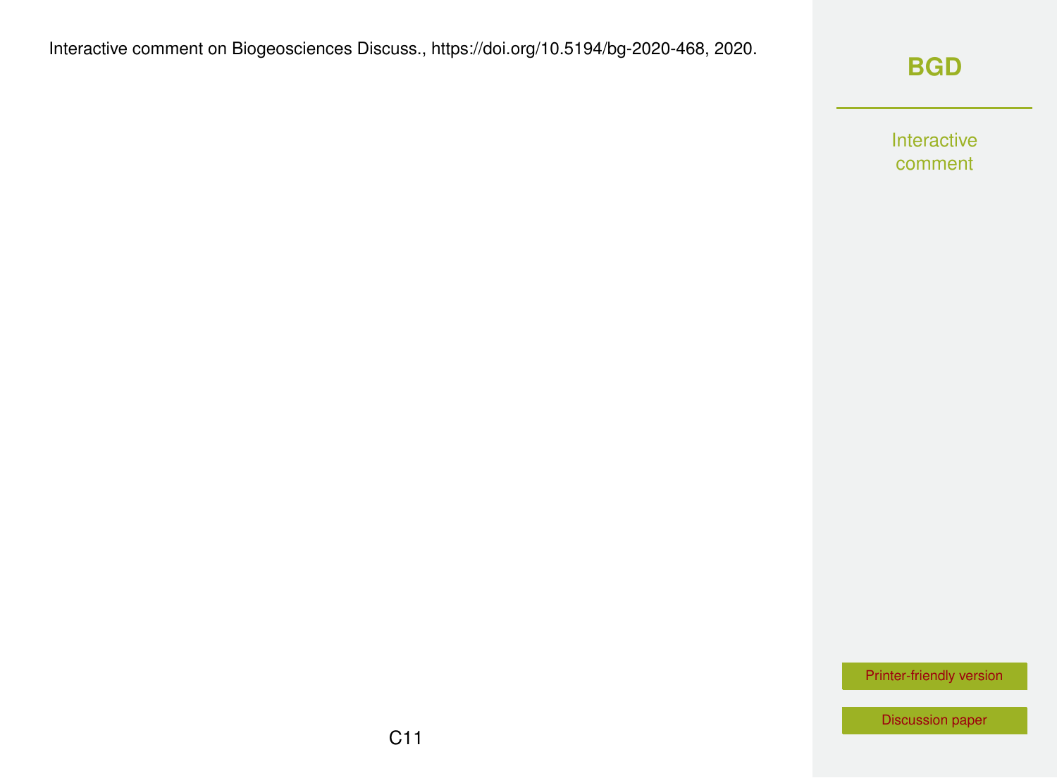Interactive comment on Biogeosciences Discuss., https://doi.org/10.5194/bg-2020-468, 2020.